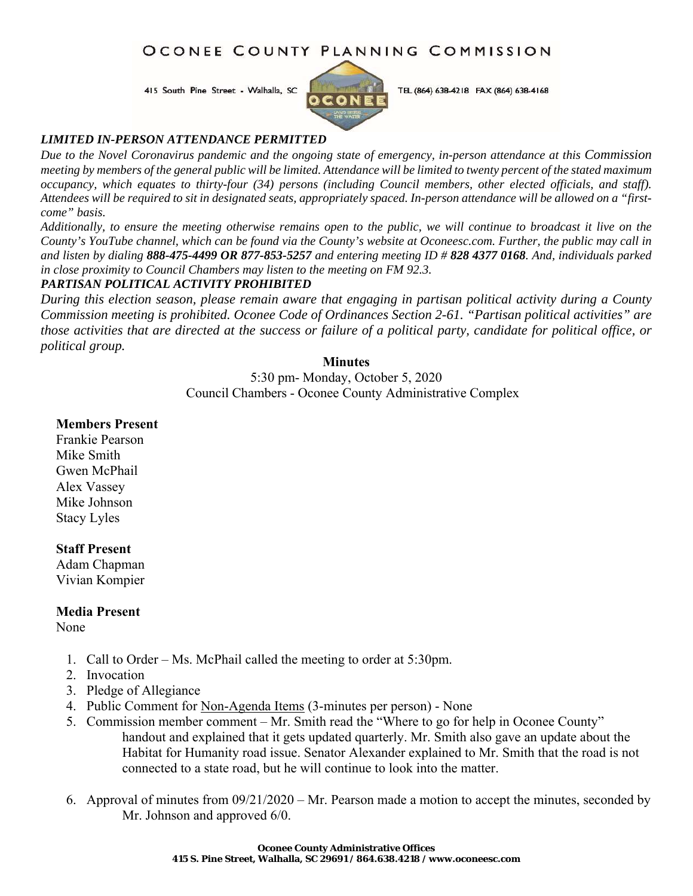# OCONEE COUNTY PLANNING COMMISSION

415 South Pine Street - Walhalla, SC

TEL (864) 638-4218 FAX (864) 638-4168

***LIMITED IN-PERSON ATTENDANCE PERMITTED***

*Due to the Novel Coronavirus pandemic and the ongoing state of emergency, in-person attendance at this Commission meeting by members of the general public will be limited. Attendance will be limited to twenty percent of the stated maximum occupancy, which equates to thirty-four (34) persons (including Council members, other elected officials, and staff). Attendees will be required to sit in designated seats, appropriately spaced. In-person attendance will be allowed on a "first-come" basis.*

*Additionally, to ensure the meeting otherwise remains open to the public, we will continue to broadcast it live on the County's YouTube channel, which can be found via the County's website at Oconeesc.com. Further, the public may call in and listen by dialing **888-475-4499 OR 877-853-5257** and entering meeting ID # **828 4377 0168**. And, individuals parked in close proximity to Council Chambers may listen to the meeting on FM 92.3.*

***PARTISAN POLITICAL ACTIVITY PROHIBITED***

*During this election season, please remain aware that engaging in partisan political activity during a County Commission meeting is prohibited. Oconee Code of Ordinances Section 2-61. "Partisan political activities" are those activities that are directed at the success or failure of a political party, candidate for political office, or political group.*

**Minutes**

5:30 pm- Monday, October 5, 2020
Council Chambers - Oconee County Administrative Complex

**Members Present**

Frankie Pearson
Mike Smith
Gwen McPhail
Alex Vassey
Mike Johnson
Stacy Lyles

**Staff Present**

Adam Chapman
Vivian Kompier

**Media Present**

None

1. Call to Order – Ms. McPhail called the meeting to order at 5:30pm.
2. Invocation
3. Pledge of Allegiance
4. Public Comment for Non-Agenda Items (3-minutes per person) - None
5. Commission member comment – Mr. Smith read the "Where to go for help in Oconee County" handout and explained that it gets updated quarterly. Mr. Smith also gave an update about the Habitat for Humanity road issue. Senator Alexander explained to Mr. Smith that the road is not connected to a state road, but he will continue to look into the matter.
6. Approval of minutes from 09/21/2020 – Mr. Pearson made a motion to accept the minutes, seconded by Mr. Johnson and approved 6/0.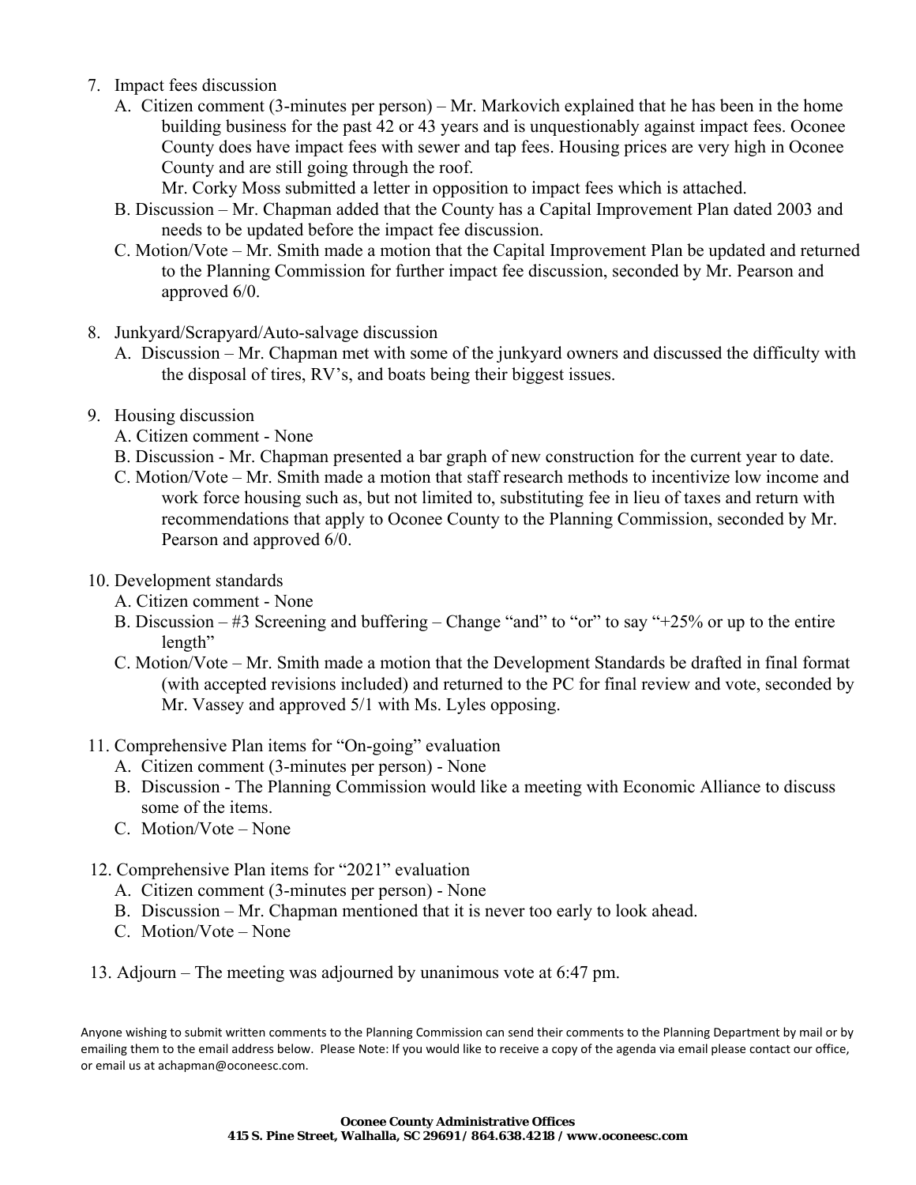7. Impact fees discussion
   A. Citizen comment (3-minutes per person) – Mr. Markovich explained that he has been in the home building business for the past 42 or 43 years and is unquestionably against impact fees. Oconee County does have impact fees with sewer and tap fees. Housing prices are very high in Oconee County and are still going through the roof.
      Mr. Corky Moss submitted a letter in opposition to impact fees which is attached.
   B. Discussion – Mr. Chapman added that the County has a Capital Improvement Plan dated 2003 and needs to be updated before the impact fee discussion.
   C. Motion/Vote – Mr. Smith made a motion that the Capital Improvement Plan be updated and returned to the Planning Commission for further impact fee discussion, seconded by Mr. Pearson and approved 6/0.

8. Junkyard/Scrapyard/Auto-salvage discussion
   A. Discussion – Mr. Chapman met with some of the junkyard owners and discussed the difficulty with the disposal of tires, RV's, and boats being their biggest issues.

9. Housing discussion
   A. Citizen comment - None
   B. Discussion - Mr. Chapman presented a bar graph of new construction for the current year to date.
   C. Motion/Vote – Mr. Smith made a motion that staff research methods to incentivize low income and work force housing such as, but not limited to, substituting fee in lieu of taxes and return with recommendations that apply to Oconee County to the Planning Commission, seconded by Mr. Pearson and approved 6/0.

10. Development standards
    A. Citizen comment - None
    B. Discussion – #3 Screening and buffering – Change "and" to "or" to say "+25% or up to the entire length"
    C. Motion/Vote – Mr. Smith made a motion that the Development Standards be drafted in final format (with accepted revisions included) and returned to the PC for final review and vote, seconded by Mr. Vassey and approved 5/1 with Ms. Lyles opposing.

11. Comprehensive Plan items for "On-going" evaluation
    A. Citizen comment (3-minutes per person) - None
    B. Discussion - The Planning Commission would like a meeting with Economic Alliance to discuss some of the items.
    C. Motion/Vote – None

12. Comprehensive Plan items for "2021" evaluation
    A. Citizen comment (3-minutes per person) - None
    B. Discussion – Mr. Chapman mentioned that it is never too early to look ahead.
    C. Motion/Vote – None

13. Adjourn – The meeting was adjourned by unanimous vote at 6:47 pm.

Anyone wishing to submit written comments to the Planning Commission can send their comments to the Planning Department by mail or by emailing them to the email address below. Please Note: If you would like to receive a copy of the agenda via email please contact our office, or email us at achapman@oconeesc.com.

**Oconee County Administrative Offices**
**415 S. Pine Street, Walhalla, SC 29691 / 864.638.4218 / www.oconeesc.com**